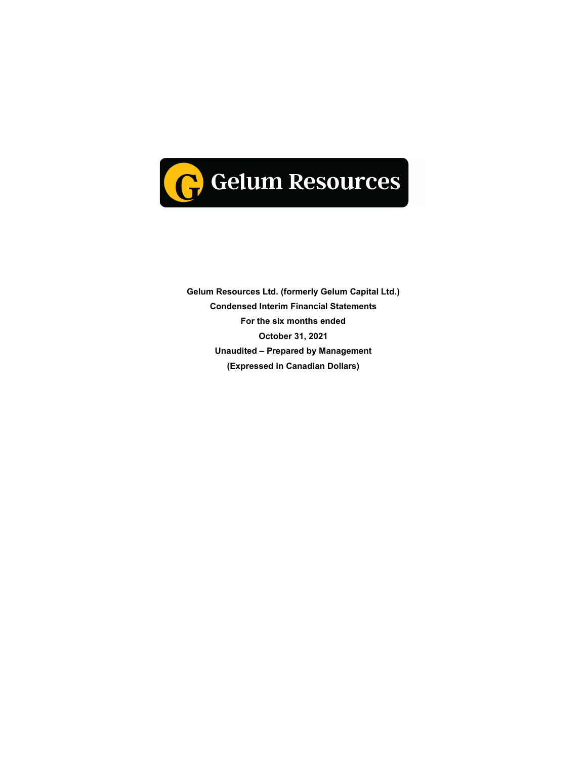Gelum Resources

**Gelum Resources Ltd. (formerly Gelum Capital Ltd.)**

**Condensed Interim Financial Statements**

**For the six months ended**

**October 31, 2021**

**Unaudited – Prepared by Management**

**(Expressed in Canadian Dollars)**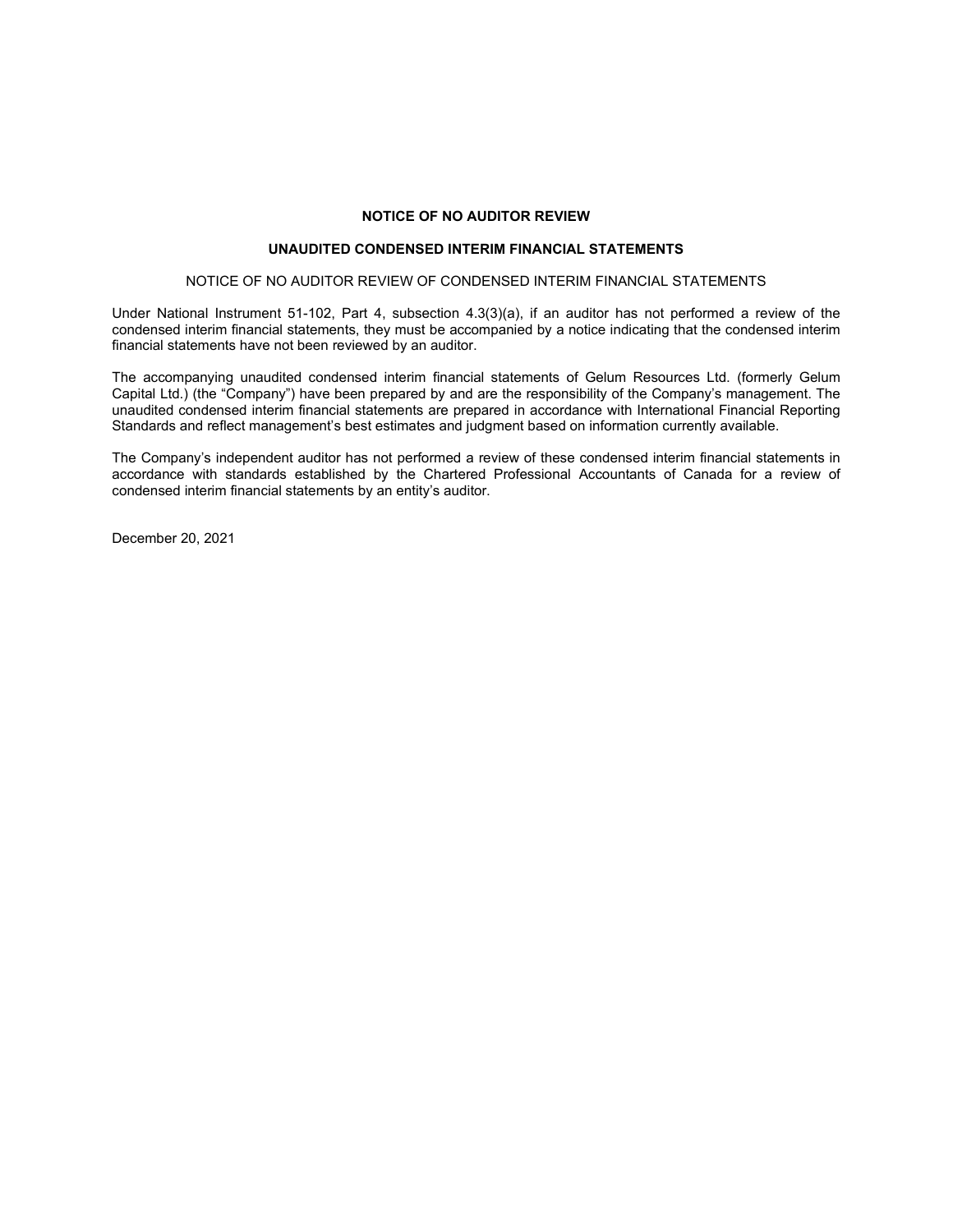## NOTICE OF NO AUDITOR REVIEW

### UNAUDITED CONDENSED INTERIM FINANCIAL STATEMENTS

NOTICE OF NO AUDITOR REVIEW OF CONDENSED INTERIM FINANCIAL STATEMENTS

Under National Instrument 51-102, Part 4, subsection 4.3(3)(a), if an auditor has not performed a review of the condensed interim financial statements, they must be accompanied by a notice indicating that the condensed interim financial statements have not been reviewed by an auditor.

The accompanying unaudited condensed interim financial statements of Gelum Resources Ltd. (formerly Gelum Capital Ltd.) (the "Company") have been prepared by and are the responsibility of the Company's management. The unaudited condensed interim financial statements are prepared in accordance with International Financial Reporting Standards and reflect management's best estimates and judgment based on information currently available.

The Company's independent auditor has not performed a review of these condensed interim financial statements in accordance with standards established by the Chartered Professional Accountants of Canada for a review of condensed interim financial statements by an entity's auditor.

December 20, 2021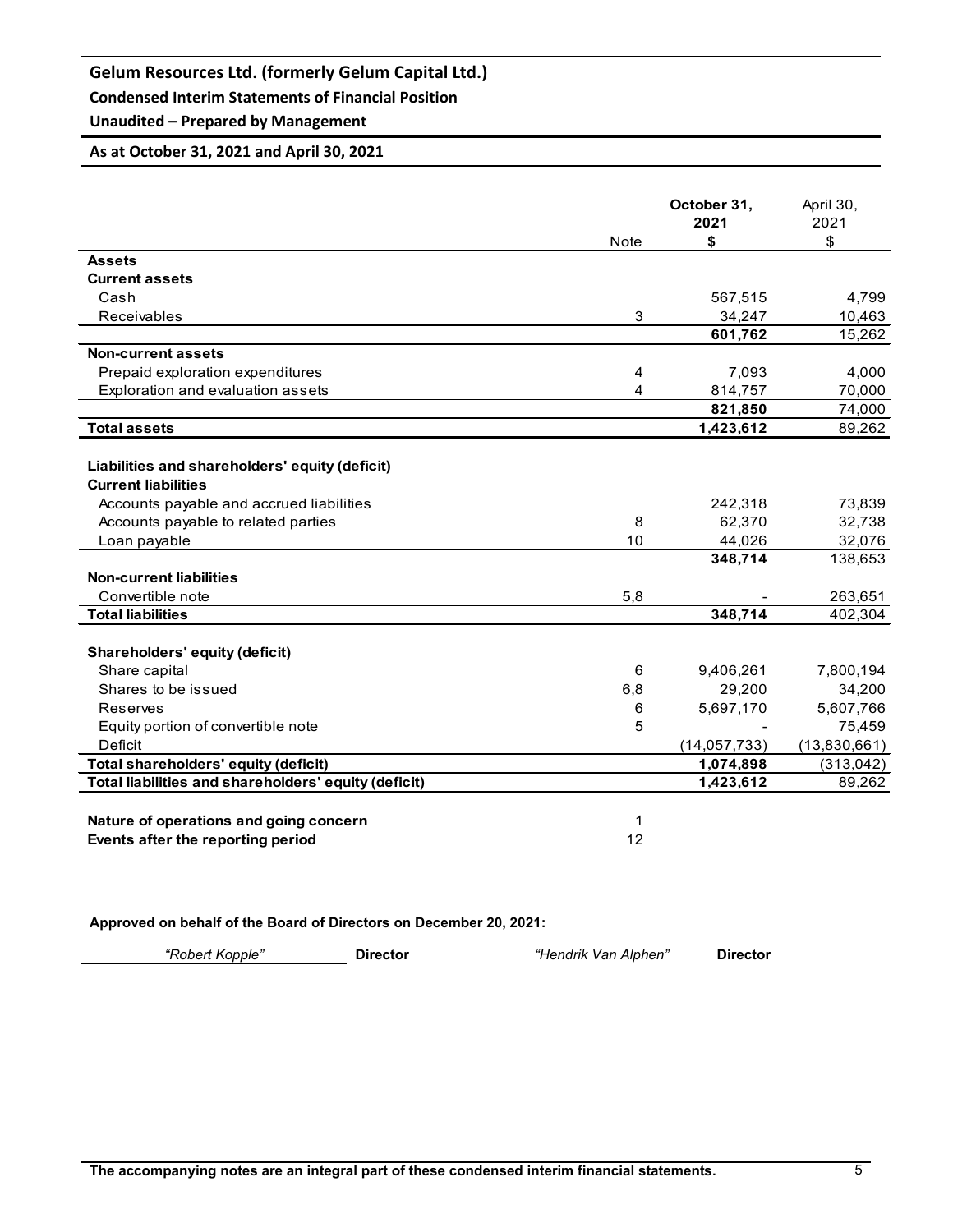# Gelum Resources Ltd. (formerly Gelum Capital Ltd.)

## Condensed Interim Statements of Financial Position

### Unaudited – Prepared by Management

### As at October 31, 2021 and April 30, 2021

| | Note | **October 31, 2021** **$** | April 30, 2021 $ |
|---|---|---|---|
| **Assets** | | | |
| **Current assets** | | | |
| Cash | | 567,515 | 4,799 |
| Receivables | 3 | 34,247 | 10,463 |
| | | **601,762** | 15,262 |
| **Non-current assets** | | | |
| Prepaid exploration expenditures | 4 | 7,093 | 4,000 |
| Exploration and evaluation assets | 4 | 814,757 | 70,000 |
| | | **821,850** | 74,000 |
| **Total assets** | | **1,423,612** | 89,262 |
| | | | |
| **Liabilities and shareholders' equity (deficit)** | | | |
| **Current liabilities** | | | |
| Accounts payable and accrued liabilities | | 242,318 | 73,839 |
| Accounts payable to related parties | 8 | 62,370 | 32,738 |
| Loan payable | 10 | 44,026 | 32,076 |
| | | **348,714** | 138,653 |
| **Non-current liabilities** | | | |
| Convertible note | 5,8 | - | 263,651 |
| **Total liabilities** | | **348,714** | 402,304 |
| | | | |
| **Shareholders' equity (deficit)** | | | |
| Share capital | 6 | 9,406,261 | 7,800,194 |
| Shares to be issued | 6,8 | 29,200 | 34,200 |
| Reserves | 6 | 5,697,170 | 5,607,766 |
| Equity portion of convertible note | 5 | - | 75,459 |
| Deficit | | (14,057,733) | (13,830,661) |
| **Total shareholders' equity (deficit)** | | **1,074,898** | (313,042) |
| **Total liabilities and shareholders' equity (deficit)** | | **1,423,612** | 89,262 |
| | | | |
| **Nature of operations and going concern** | 1 | | |
| **Events after the reporting period** | 12 | | |

**Approved on behalf of the Board of Directors on December 20, 2021:**

*"Robert Kopple"* **Director** *"Hendrik Van Alphen"* **Director**

**The accompanying notes are an integral part of these condensed interim financial statements.**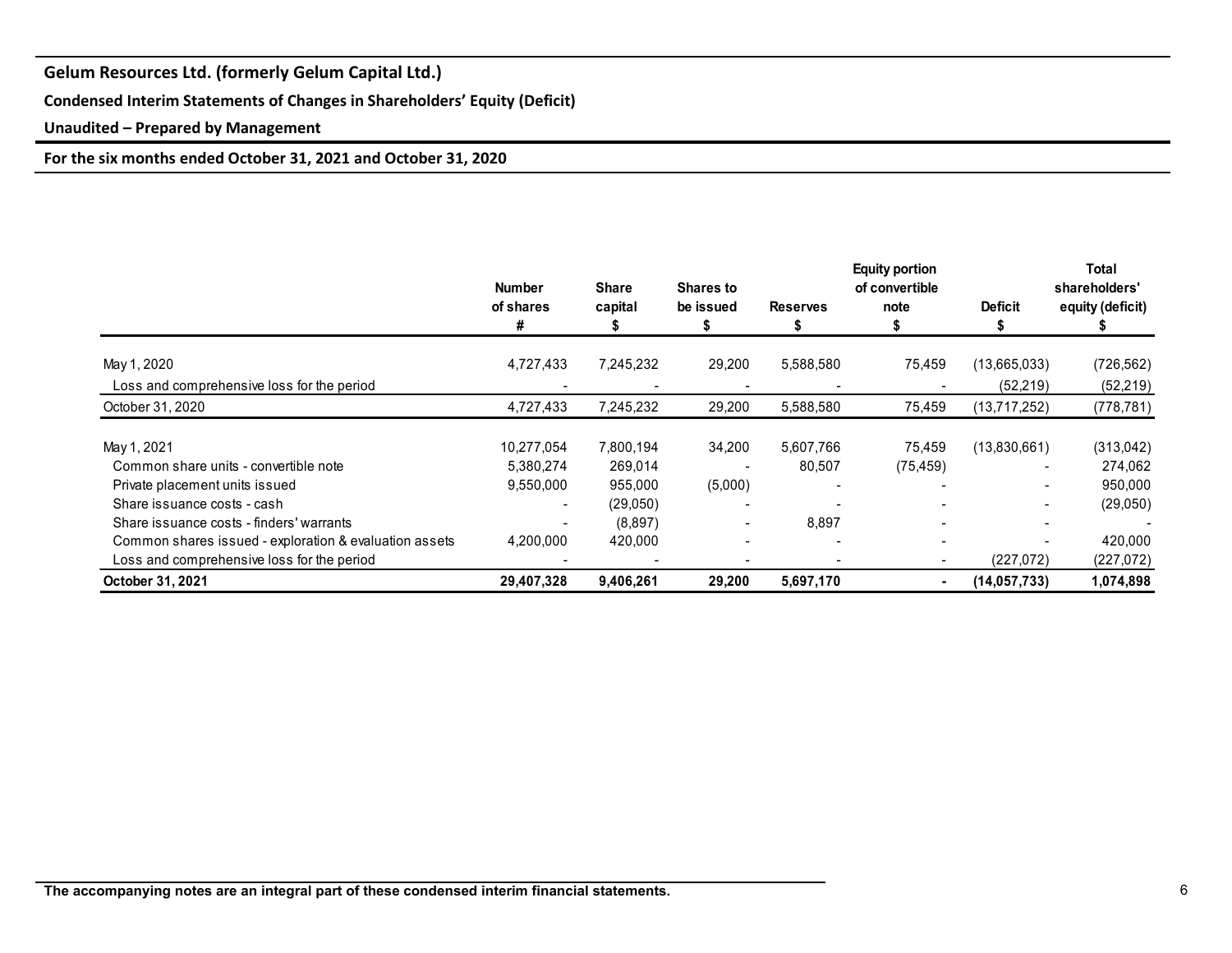**Gelum Resources Ltd. (formerly Gelum Capital Ltd.)**

**Condensed Interim Statements of Changes in Shareholders' Equity (Deficit)**

**Unaudited – Prepared by Management**

**For the six months ended October 31, 2021 and October 31, 2020**

| | Number of shares # | Share capital $ | Shares to be issued $ | Reserves $ | Equity portion of convertible note $ | Deficit $ | Total shareholders' equity (deficit) $ |
|---|---|---|---|---|---|---|---|
| May 1, 2020 | 4,727,433 | 7,245,232 | 29,200 | 5,588,580 | 75,459 | (13,665,033) | (726,562) |
| Loss and comprehensive loss for the period | - | - | - | - | - | (52,219) | (52,219) |
| October 31, 2020 | 4,727,433 | 7,245,232 | 29,200 | 5,588,580 | 75,459 | (13,717,252) | (778,781) |
| | | | | | | | |
| May 1, 2021 | 10,277,054 | 7,800,194 | 34,200 | 5,607,766 | 75,459 | (13,830,661) | (313,042) |
| Common share units - convertible note | 5,380,274 | 269,014 | - | 80,507 | (75,459) | - | 274,062 |
| Private placement units issued | 9,550,000 | 955,000 | (5,000) | - | - | - | 950,000 |
| Share issuance costs - cash | - | (29,050) | - | - | - | - | (29,050) |
| Share issuance costs - finders' warrants | - | (8,897) | - | 8,897 | - | - | - |
| Common shares issued - exploration & evaluation assets | 4,200,000 | 420,000 | - | - | - | - | 420,000 |
| Loss and comprehensive loss for the period | - | - | - | - | - | (227,072) | (227,072) |
| **October 31, 2021** | **29,407,328** | **9,406,261** | **29,200** | **5,697,170** | **-** | **(14,057,733)** | **1,074,898** |

**The accompanying notes are an integral part of these condensed interim financial statements.**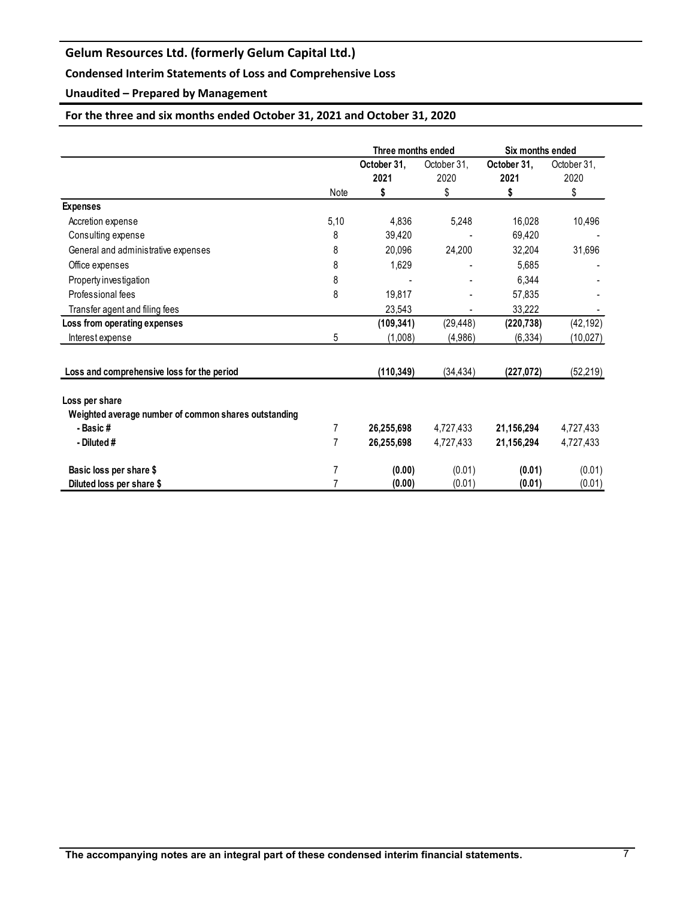# Gelum Resources Ltd. (formerly Gelum Capital Ltd.)

## Condensed Interim Statements of Loss and Comprehensive Loss

## Unaudited – Prepared by Management

## For the three and six months ended October 31, 2021 and October 31, 2020

| | | Three months ended | | Six months ended | |
|---|---|---|---|---|---|
| | | **October 31, 2021** | October 31, 2020 | **October 31, 2021** | October 31, 2020 |
| | Note | **$** | $ | **$** | $ |
| **Expenses** | | | | | |
| Accretion expense | 5,10 | 4,836 | 5,248 | 16,028 | 10,496 |
| Consulting expense | 8 | 39,420 | - | 69,420 | - |
| General and administrative expenses | 8 | 20,096 | 24,200 | 32,204 | 31,696 |
| Office expenses | 8 | 1,629 | - | 5,685 | - |
| Property investigation | 8 | - | - | 6,344 | - |
| Professional fees | 8 | 19,817 | - | 57,835 | - |
| Transfer agent and filing fees | | 23,543 | - | 33,222 | - |
| **Loss from operating expenses** | | **(109,341)** | (29,448) | **(220,738)** | (42,192) |
| Interest expense | 5 | (1,008) | (4,986) | (6,334) | (10,027) |
| **Loss and comprehensive loss for the period** | | **(110,349)** | (34,434) | **(227,072)** | (52,219) |
| **Loss per share** | | | | | |
| **Weighted average number of common shares outstanding** | | | | | |
| **- Basic #** | 7 | **26,255,698** | 4,727,433 | **21,156,294** | 4,727,433 |
| **- Diluted #** | 7 | **26,255,698** | 4,727,433 | **21,156,294** | 4,727,433 |
| **Basic loss per share $** | 7 | **(0.00)** | (0.01) | **(0.01)** | (0.01) |
| **Diluted loss per share $** | 7 | **(0.00)** | (0.01) | **(0.01)** | (0.01) |

**The accompanying notes are an integral part of these condensed interim financial statements.**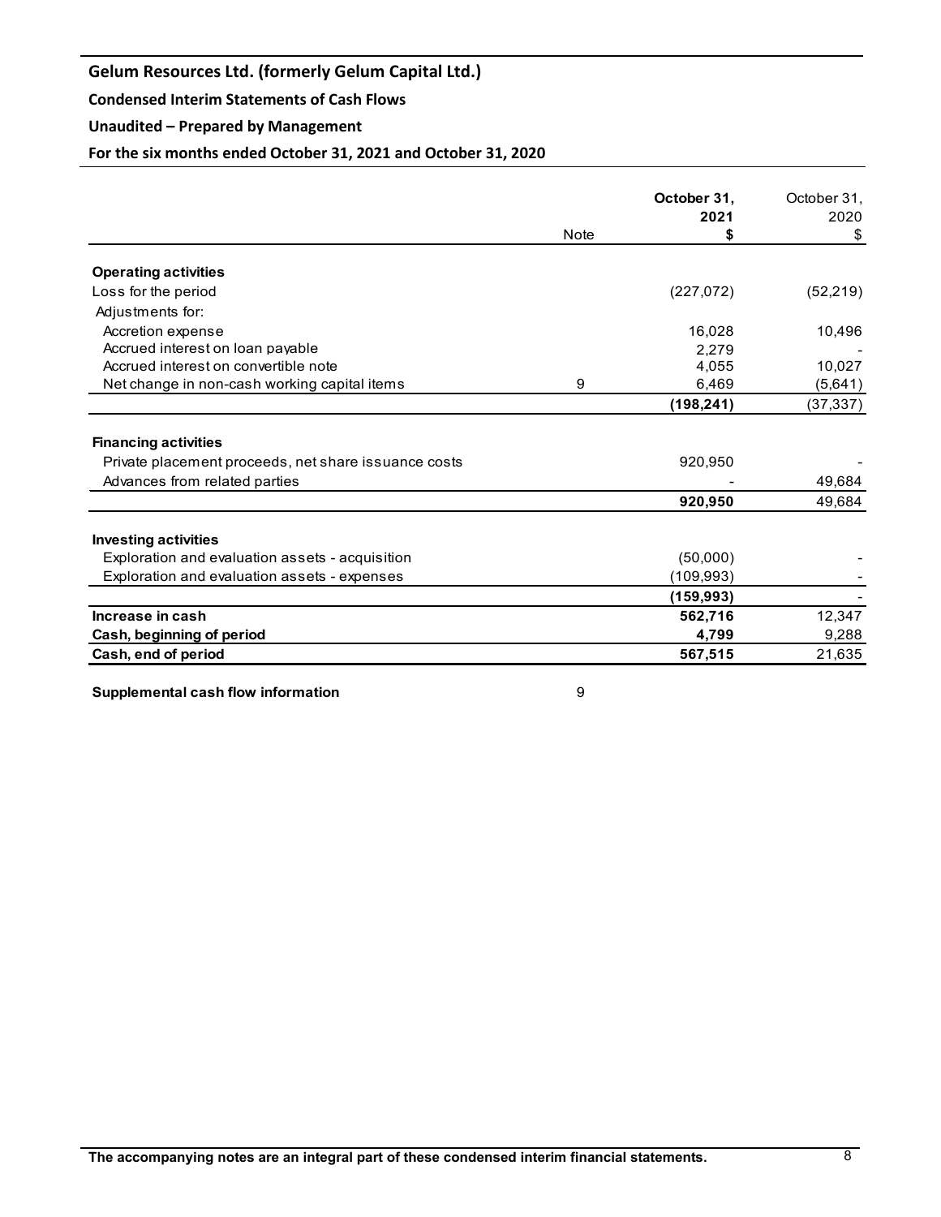**Gelum Resources Ltd. (formerly Gelum Capital Ltd.)**

**Condensed Interim Statements of Cash Flows**

**Unaudited – Prepared by Management**

**For the six months ended October 31, 2021 and October 31, 2020**

| | Note | **October 31, 2021 $** | October 31, 2020 $ |
|---|---|---|---|
| **Operating activities** | | | |
| Loss for the period | | (227,072) | (52,219) |
| Adjustments for: | | | |
| Accretion expense | | 16,028 | 10,496 |
| Accrued interest on loan payable | | 2,279 | - |
| Accrued interest on convertible note | | 4,055 | 10,027 |
| Net change in non-cash working capital items | 9 | 6,469 | (5,641) |
| | | **(198,241)** | (37,337) |
| **Financing activities** | | | |
| Private placement proceeds, net share issuance costs | | 920,950 | - |
| Advances from related parties | | - | 49,684 |
| | | **920,950** | 49,684 |
| **Investing activities** | | | |
| Exploration and evaluation assets - acquisition | | (50,000) | - |
| Exploration and evaluation assets - expenses | | (109,993) | - |
| | | **(159,993)** | - |
| **Increase in cash** | | **562,716** | 12,347 |
| **Cash, beginning of period** | | **4,799** | 9,288 |
| **Cash, end of period** | | **567,515** | 21,635 |

**Supplemental cash flow information** 9

**The accompanying notes are an integral part of these condensed interim financial statements.**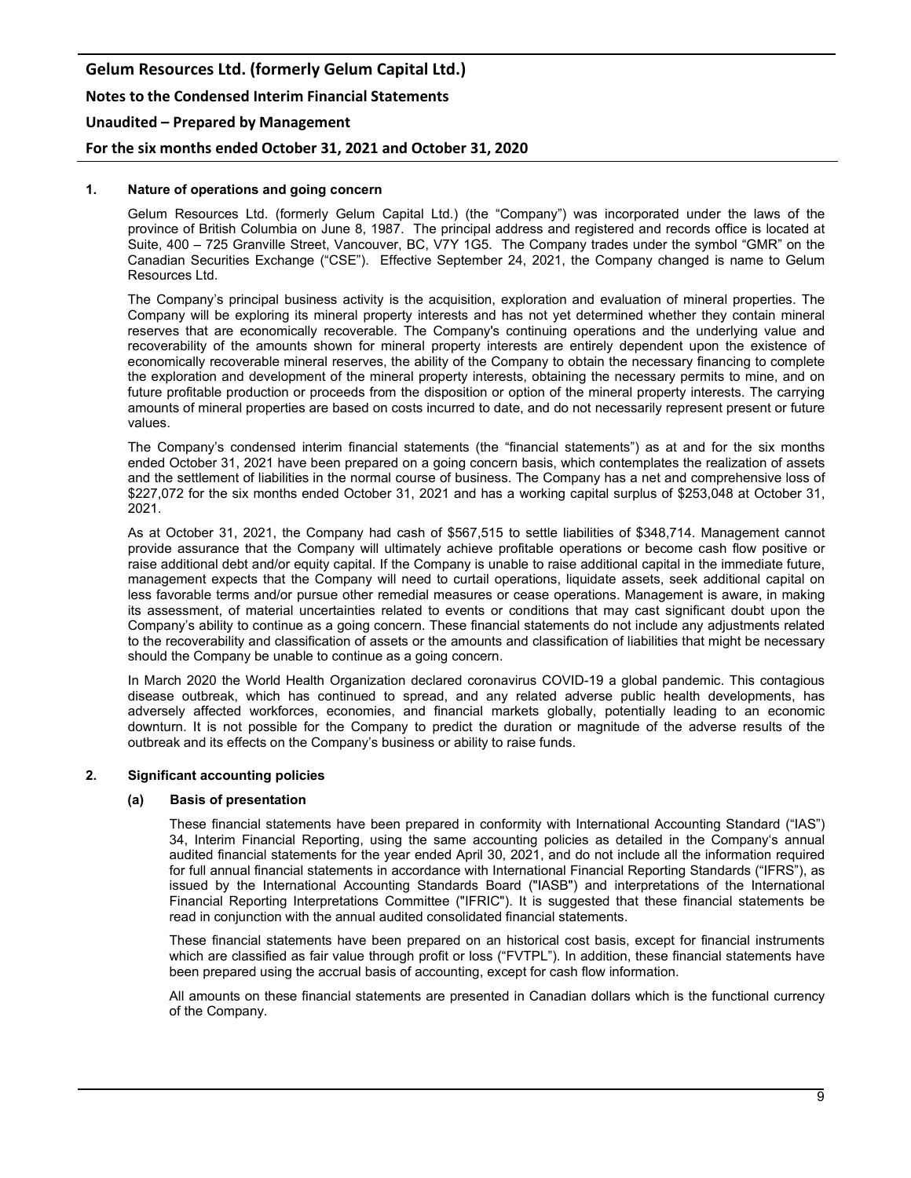## 1. Nature of operations and going concern

Gelum Resources Ltd. (formerly Gelum Capital Ltd.) (the "Company") was incorporated under the laws of the province of British Columbia on June 8, 1987. The principal address and registered and records office is located at Suite, 400 – 725 Granville Street, Vancouver, BC, V7Y 1G5. The Company trades under the symbol "GMR" on the Canadian Securities Exchange ("CSE"). Effective September 24, 2021, the Company changed is name to Gelum Resources Ltd.

The Company's principal business activity is the acquisition, exploration and evaluation of mineral properties. The Company will be exploring its mineral property interests and has not yet determined whether they contain mineral reserves that are economically recoverable. The Company's continuing operations and the underlying value and recoverability of the amounts shown for mineral property interests are entirely dependent upon the existence of economically recoverable mineral reserves, the ability of the Company to obtain the necessary financing to complete the exploration and development of the mineral property interests, obtaining the necessary permits to mine, and on future profitable production or proceeds from the disposition or option of the mineral property interests. The carrying amounts of mineral properties are based on costs incurred to date, and do not necessarily represent present or future values.

The Company's condensed interim financial statements (the "financial statements") as at and for the six months ended October 31, 2021 have been prepared on a going concern basis, which contemplates the realization of assets and the settlement of liabilities in the normal course of business. The Company has a net and comprehensive loss of $227,072 for the six months ended October 31, 2021 and has a working capital surplus of $253,048 at October 31, 2021.

As at October 31, 2021, the Company had cash of $567,515 to settle liabilities of $348,714. Management cannot provide assurance that the Company will ultimately achieve profitable operations or become cash flow positive or raise additional debt and/or equity capital. If the Company is unable to raise additional capital in the immediate future, management expects that the Company will need to curtail operations, liquidate assets, seek additional capital on less favorable terms and/or pursue other remedial measures or cease operations. Management is aware, in making its assessment, of material uncertainties related to events or conditions that may cast significant doubt upon the Company's ability to continue as a going concern. These financial statements do not include any adjustments related to the recoverability and classification of assets or the amounts and classification of liabilities that might be necessary should the Company be unable to continue as a going concern.

In March 2020 the World Health Organization declared coronavirus COVID-19 a global pandemic. This contagious disease outbreak, which has continued to spread, and any related adverse public health developments, has adversely affected workforces, economies, and financial markets globally, potentially leading to an economic downturn. It is not possible for the Company to predict the duration or magnitude of the adverse results of the outbreak and its effects on the Company's business or ability to raise funds.

## 2. Significant accounting policies

### (a) Basis of presentation

These financial statements have been prepared in conformity with International Accounting Standard ("IAS") 34, Interim Financial Reporting, using the same accounting policies as detailed in the Company's annual audited financial statements for the year ended April 30, 2021, and do not include all the information required for full annual financial statements in accordance with International Financial Reporting Standards ("IFRS"), as issued by the International Accounting Standards Board ("IASB") and interpretations of the International Financial Reporting Interpretations Committee ("IFRIC"). It is suggested that these financial statements be read in conjunction with the annual audited consolidated financial statements.

These financial statements have been prepared on an historical cost basis, except for financial instruments which are classified as fair value through profit or loss ("FVTPL"). In addition, these financial statements have been prepared using the accrual basis of accounting, except for cash flow information.

All amounts on these financial statements are presented in Canadian dollars which is the functional currency of the Company.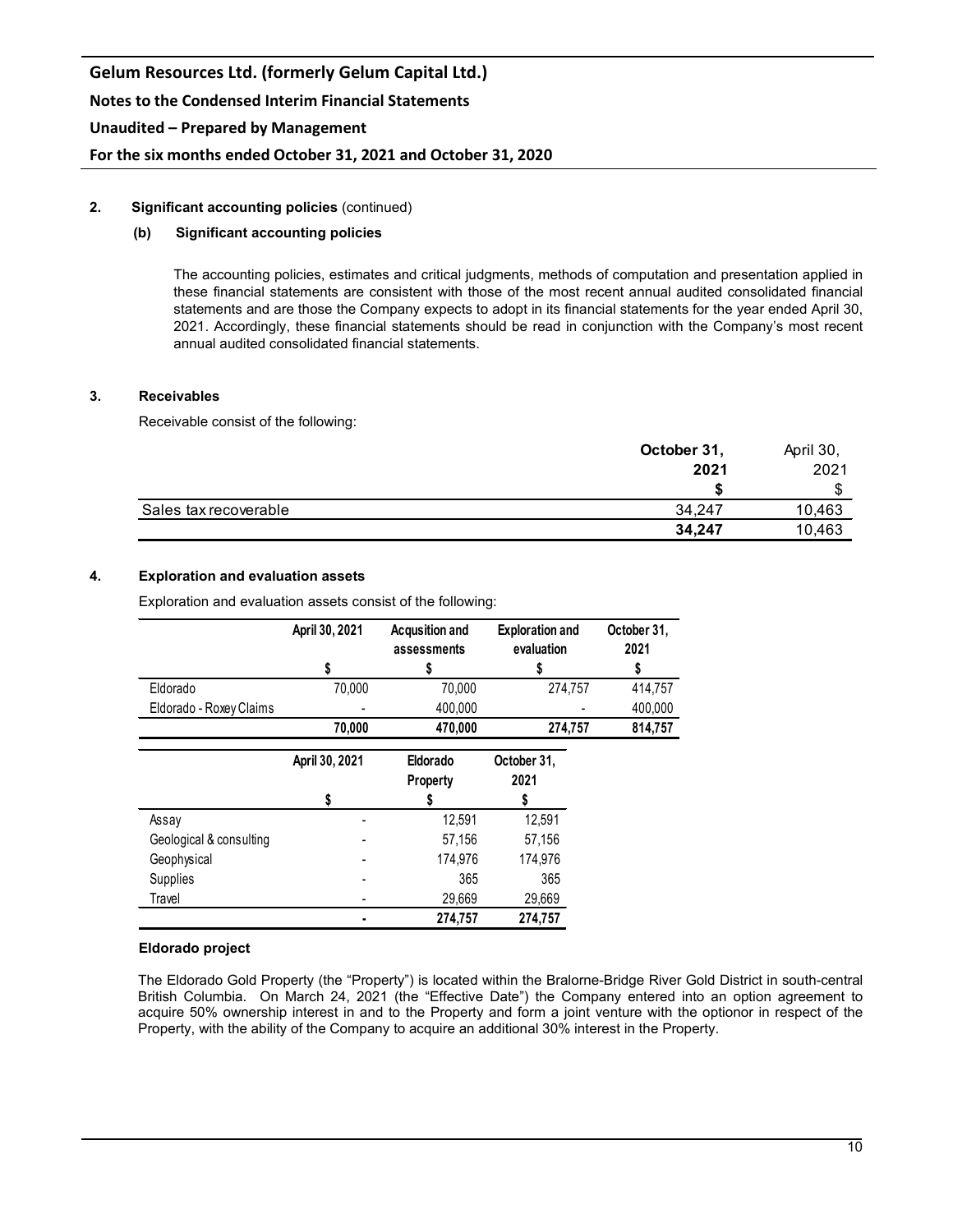**2. Significant accounting policies** (continued)

**(b) Significant accounting policies**

The accounting policies, estimates and critical judgments, methods of computation and presentation applied in these financial statements are consistent with those of the most recent annual audited consolidated financial statements and are those the Company expects to adopt in its financial statements for the year ended April 30, 2021. Accordingly, these financial statements should be read in conjunction with the Company's most recent annual audited consolidated financial statements.

**3. Receivables**

Receivable consist of the following:

| | October 31, 2021 | April 30, 2021 |
|---|---|---|
| | $ | $ |
| Sales tax recoverable | 34,247 | 10,463 |
| | **34,247** | 10,463 |

**4. Exploration and evaluation assets**

Exploration and evaluation assets consist of the following:

| | April 30, 2021 | Acqusition and assessments | Exploration and evaluation | October 31, 2021 |
|---|---|---|---|---|
| | $ | $ | $ | $ |
| Eldorado | 70,000 | 70,000 | 274,757 | 414,757 |
| Eldorado - Roxey Claims | - | 400,000 | - | 400,000 |
| | **70,000** | **470,000** | **274,757** | **814,757** |

| | April 30, 2021 | Eldorado Property | October 31, 2021 |
|---|---|---|---|
| | $ | $ | $ |
| Assay | - | 12,591 | 12,591 |
| Geological & consulting | - | 57,156 | 57,156 |
| Geophysical | - | 174,976 | 174,976 |
| Supplies | - | 365 | 365 |
| Travel | - | 29,669 | 29,669 |
| | **-** | **274,757** | **274,757** |

**Eldorado project**

The Eldorado Gold Property (the "Property") is located within the Bralorne-Bridge River Gold District in south-central British Columbia. On March 24, 2021 (the "Effective Date") the Company entered into an option agreement to acquire 50% ownership interest in and to the Property and form a joint venture with the optionor in respect of the Property, with the ability of the Company to acquire an additional 30% interest in the Property.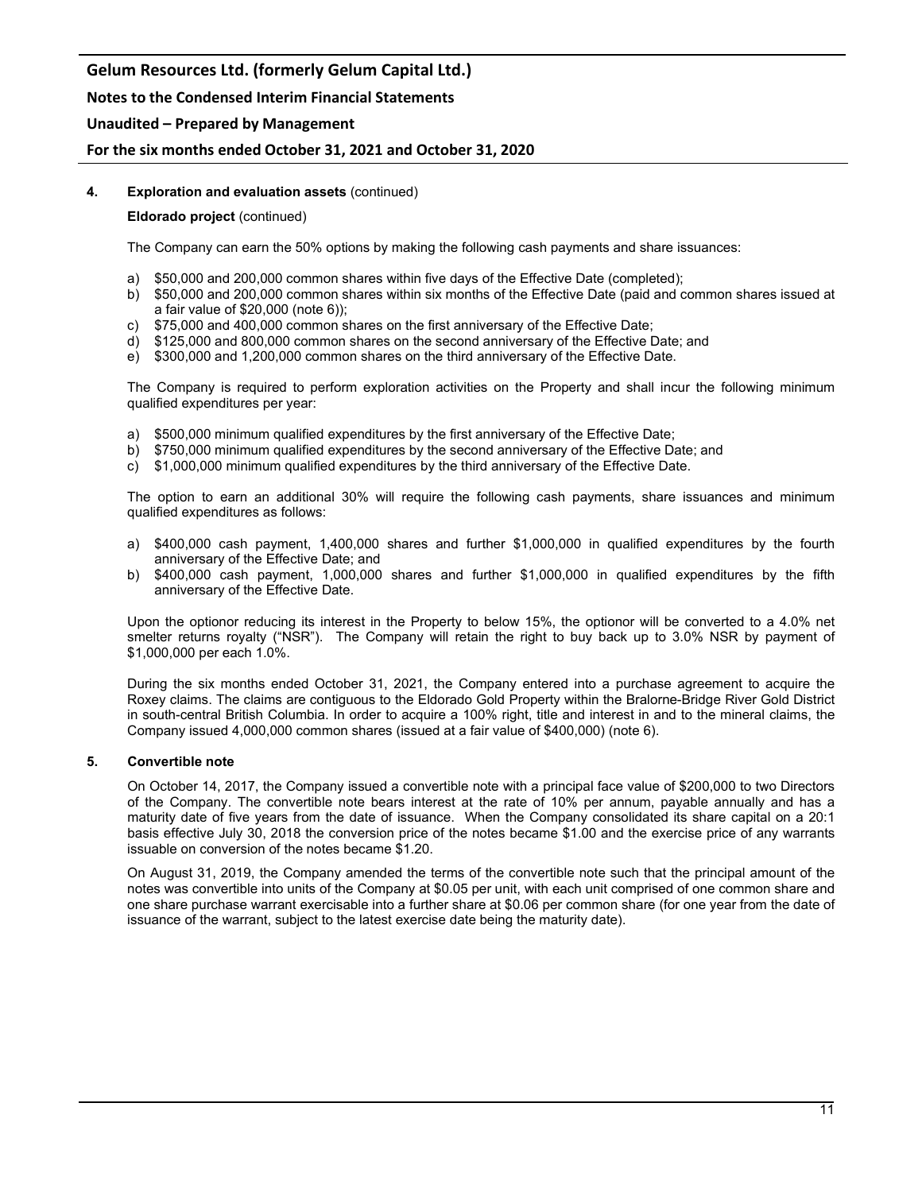## 4. Exploration and evaluation assets (continued)

**Eldorado project** (continued)

The Company can earn the 50% options by making the following cash payments and share issuances:

a) \$50,000 and 200,000 common shares within five days of the Effective Date (completed);
b) \$50,000 and 200,000 common shares within six months of the Effective Date (paid and common shares issued at a fair value of \$20,000 (note 6));
c) \$75,000 and 400,000 common shares on the first anniversary of the Effective Date;
d) \$125,000 and 800,000 common shares on the second anniversary of the Effective Date; and
e) \$300,000 and 1,200,000 common shares on the third anniversary of the Effective Date.

The Company is required to perform exploration activities on the Property and shall incur the following minimum qualified expenditures per year:

a) \$500,000 minimum qualified expenditures by the first anniversary of the Effective Date;
b) \$750,000 minimum qualified expenditures by the second anniversary of the Effective Date; and
c) \$1,000,000 minimum qualified expenditures by the third anniversary of the Effective Date.

The option to earn an additional 30% will require the following cash payments, share issuances and minimum qualified expenditures as follows:

a) \$400,000 cash payment, 1,400,000 shares and further \$1,000,000 in qualified expenditures by the fourth anniversary of the Effective Date; and
b) \$400,000 cash payment, 1,000,000 shares and further \$1,000,000 in qualified expenditures by the fifth anniversary of the Effective Date.

Upon the optionor reducing its interest in the Property to below 15%, the optionor will be converted to a 4.0% net smelter returns royalty ("NSR"). The Company will retain the right to buy back up to 3.0% NSR by payment of \$1,000,000 per each 1.0%.

During the six months ended October 31, 2021, the Company entered into a purchase agreement to acquire the Roxey claims. The claims are contiguous to the Eldorado Gold Property within the Bralorne-Bridge River Gold District in south-central British Columbia. In order to acquire a 100% right, title and interest in and to the mineral claims, the Company issued 4,000,000 common shares (issued at a fair value of \$400,000) (note 6).

## 5. Convertible note

On October 14, 2017, the Company issued a convertible note with a principal face value of \$200,000 to two Directors of the Company. The convertible note bears interest at the rate of 10% per annum, payable annually and has a maturity date of five years from the date of issuance. When the Company consolidated its share capital on a 20:1 basis effective July 30, 2018 the conversion price of the notes became \$1.00 and the exercise price of any warrants issuable on conversion of the notes became \$1.20.

On August 31, 2019, the Company amended the terms of the convertible note such that the principal amount of the notes was convertible into units of the Company at \$0.05 per unit, with each unit comprised of one common share and one share purchase warrant exercisable into a further share at \$0.06 per common share (for one year from the date of issuance of the warrant, subject to the latest exercise date being the maturity date).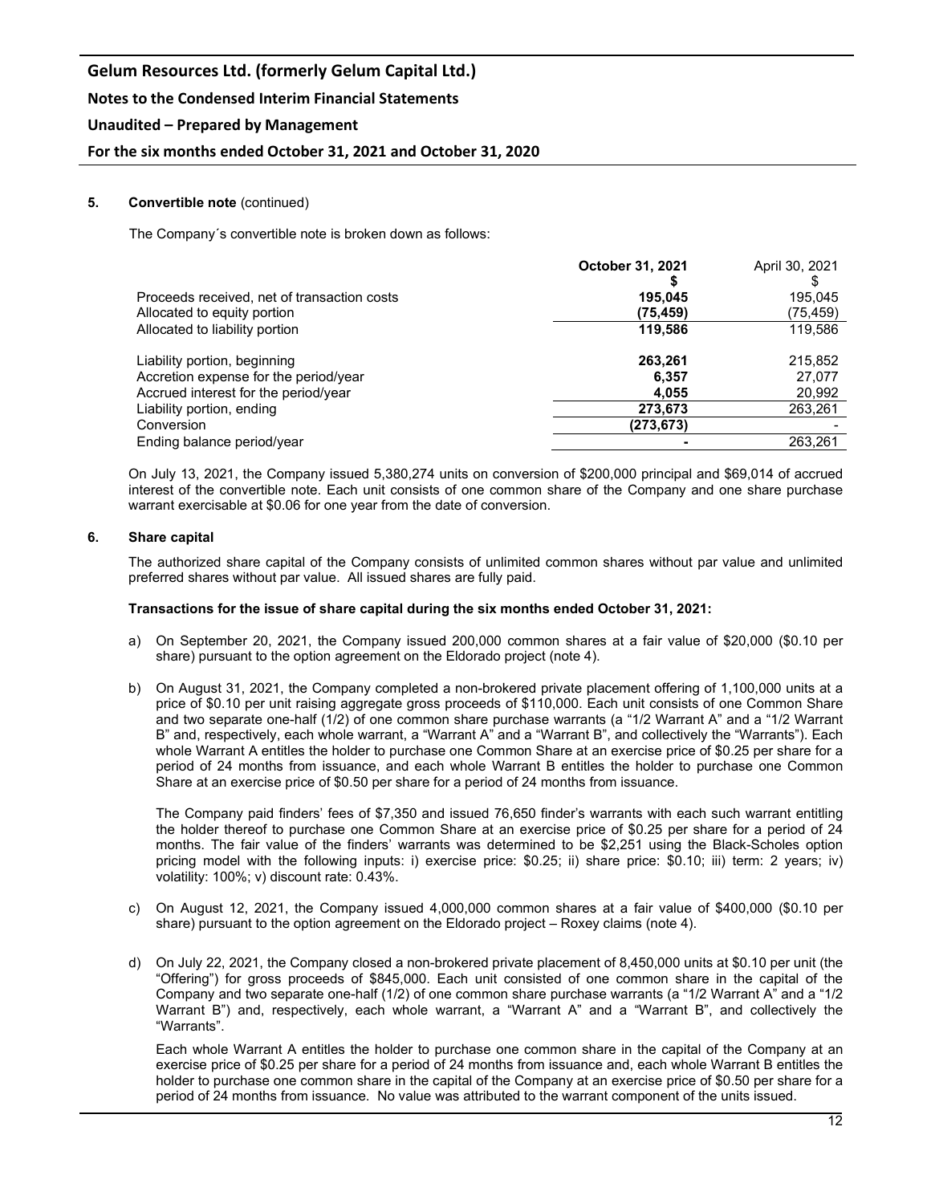## 5. Convertible note (continued)

The Company´s convertible note is broken down as follows:

| | October 31, 2021<br>$ | April 30, 2021<br>$ |
|---|---|---|
| Proceeds received, net of transaction costs | 195,045 | 195,045 |
| Allocated to equity portion | (75,459) | (75,459) |
| Allocated to liability portion | 119,586 | 119,586 |
| | | |
| Liability portion, beginning | 263,261 | 215,852 |
| Accretion expense for the period/year | 6,357 | 27,077 |
| Accrued interest for the period/year | 4,055 | 20,992 |
| Liability portion, ending | 273,673 | 263,261 |
| Conversion | (273,673) | - |
| Ending balance period/year | - | 263,261 |

On July 13, 2021, the Company issued 5,380,274 units on conversion of $200,000 principal and $69,014 of accrued interest of the convertible note. Each unit consists of one common share of the Company and one share purchase warrant exercisable at $0.06 for one year from the date of conversion.

## 6. Share capital

The authorized share capital of the Company consists of unlimited common shares without par value and unlimited preferred shares without par value. All issued shares are fully paid.

**Transactions for the issue of share capital during the six months ended October 31, 2021:**

a) On September 20, 2021, the Company issued 200,000 common shares at a fair value of $20,000 ($0.10 per share) pursuant to the option agreement on the Eldorado project (note 4).

b) On August 31, 2021, the Company completed a non-brokered private placement offering of 1,100,000 units at a price of $0.10 per unit raising aggregate gross proceeds of $110,000. Each unit consists of one Common Share and two separate one-half (1/2) of one common share purchase warrants (a "1/2 Warrant A" and a "1/2 Warrant B" and, respectively, each whole warrant, a "Warrant A" and a "Warrant B", and collectively the "Warrants"). Each whole Warrant A entitles the holder to purchase one Common Share at an exercise price of $0.25 per share for a period of 24 months from issuance, and each whole Warrant B entitles the holder to purchase one Common Share at an exercise price of $0.50 per share for a period of 24 months from issuance.

   The Company paid finders' fees of $7,350 and issued 76,650 finder's warrants with each such warrant entitling the holder thereof to purchase one Common Share at an exercise price of $0.25 per share for a period of 24 months. The fair value of the finders' warrants was determined to be $2,251 using the Black-Scholes option pricing model with the following inputs: i) exercise price: $0.25; ii) share price: $0.10; iii) term: 2 years; iv) volatility: 100%; v) discount rate: 0.43%.

c) On August 12, 2021, the Company issued 4,000,000 common shares at a fair value of $400,000 ($0.10 per share) pursuant to the option agreement on the Eldorado project – Roxey claims (note 4).

d) On July 22, 2021, the Company closed a non-brokered private placement of 8,450,000 units at $0.10 per unit (the "Offering") for gross proceeds of $845,000. Each unit consisted of one common share in the capital of the Company and two separate one-half (1/2) of one common share purchase warrants (a "1/2 Warrant A" and a "1/2 Warrant B") and, respectively, each whole warrant, a "Warrant A" and a "Warrant B", and collectively the "Warrants".

   Each whole Warrant A entitles the holder to purchase one common share in the capital of the Company at an exercise price of $0.25 per share for a period of 24 months from issuance and, each whole Warrant B entitles the holder to purchase one common share in the capital of the Company at an exercise price of $0.50 per share for a period of 24 months from issuance. No value was attributed to the warrant component of the units issued.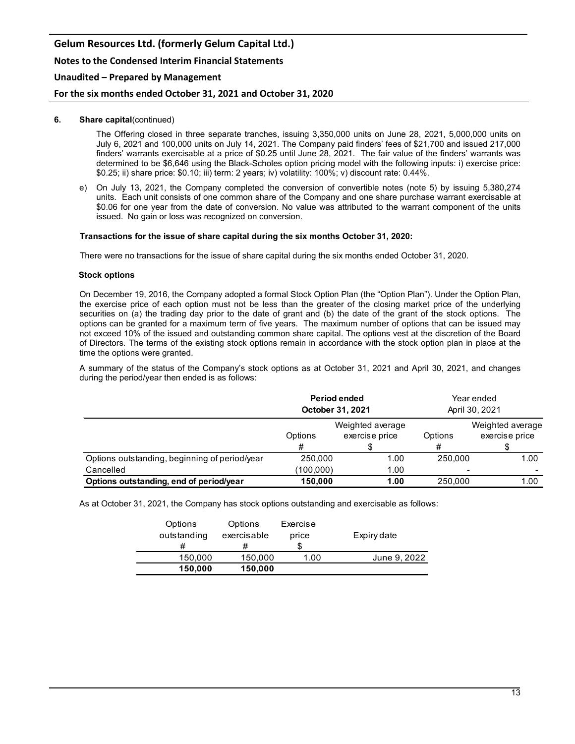**6. Share capital** (continued)

The Offering closed in three separate tranches, issuing 3,350,000 units on June 28, 2021, 5,000,000 units on July 6, 2021 and 100,000 units on July 14, 2021. The Company paid finders' fees of $21,700 and issued 217,000 finders' warrants exercisable at a price of $0.25 until June 28, 2021. The fair value of the finders' warrants was determined to be $6,646 using the Black-Scholes option pricing model with the following inputs: i) exercise price: $0.25; ii) share price: $0.10; iii) term: 2 years; iv) volatility: 100%; v) discount rate: 0.44%.

e) On July 13, 2021, the Company completed the conversion of convertible notes (note 5) by issuing 5,380,274 units. Each unit consists of one common share of the Company and one share purchase warrant exercisable at $0.06 for one year from the date of conversion. No value was attributed to the warrant component of the units issued. No gain or loss was recognized on conversion.

**Transactions for the issue of share capital during the six months October 31, 2020:**

There were no transactions for the issue of share capital during the six months ended October 31, 2020.

**Stock options**

On December 19, 2016, the Company adopted a formal Stock Option Plan (the "Option Plan"). Under the Option Plan, the exercise price of each option must not be less than the greater of the closing market price of the underlying securities on (a) the trading day prior to the date of grant and (b) the date of the grant of the stock options. The options can be granted for a maximum term of five years. The maximum number of options that can be issued may not exceed 10% of the issued and outstanding common share capital. The options vest at the discretion of the Board of Directors. The terms of the existing stock options remain in accordance with the stock option plan in place at the time the options were granted.

A summary of the status of the Company's stock options as at October 31, 2021 and April 30, 2021, and changes during the period/year then ended is as follows:

| | **Period ended October 31, 2021** | | Year ended April 30, 2021 | |
|---|---|---|---|---|
| | Options # | Weighted average exercise price $ | Options # | Weighted average exercise price $ |
| Options outstanding, beginning of period/year | 250,000 | 1.00 | 250,000 | 1.00 |
| Cancelled | (100,000) | 1.00 | - | - |
| **Options outstanding, end of period/year** | **150,000** | **1.00** | 250,000 | 1.00 |

As at October 31, 2021, the Company has stock options outstanding and exercisable as follows:

| Options outstanding # | Options exercisable # | Exercise price $ | Expiry date |
|---|---|---|---|
| 150,000 | 150,000 | 1.00 | June 9, 2022 |
| **150,000** | **150,000** | | |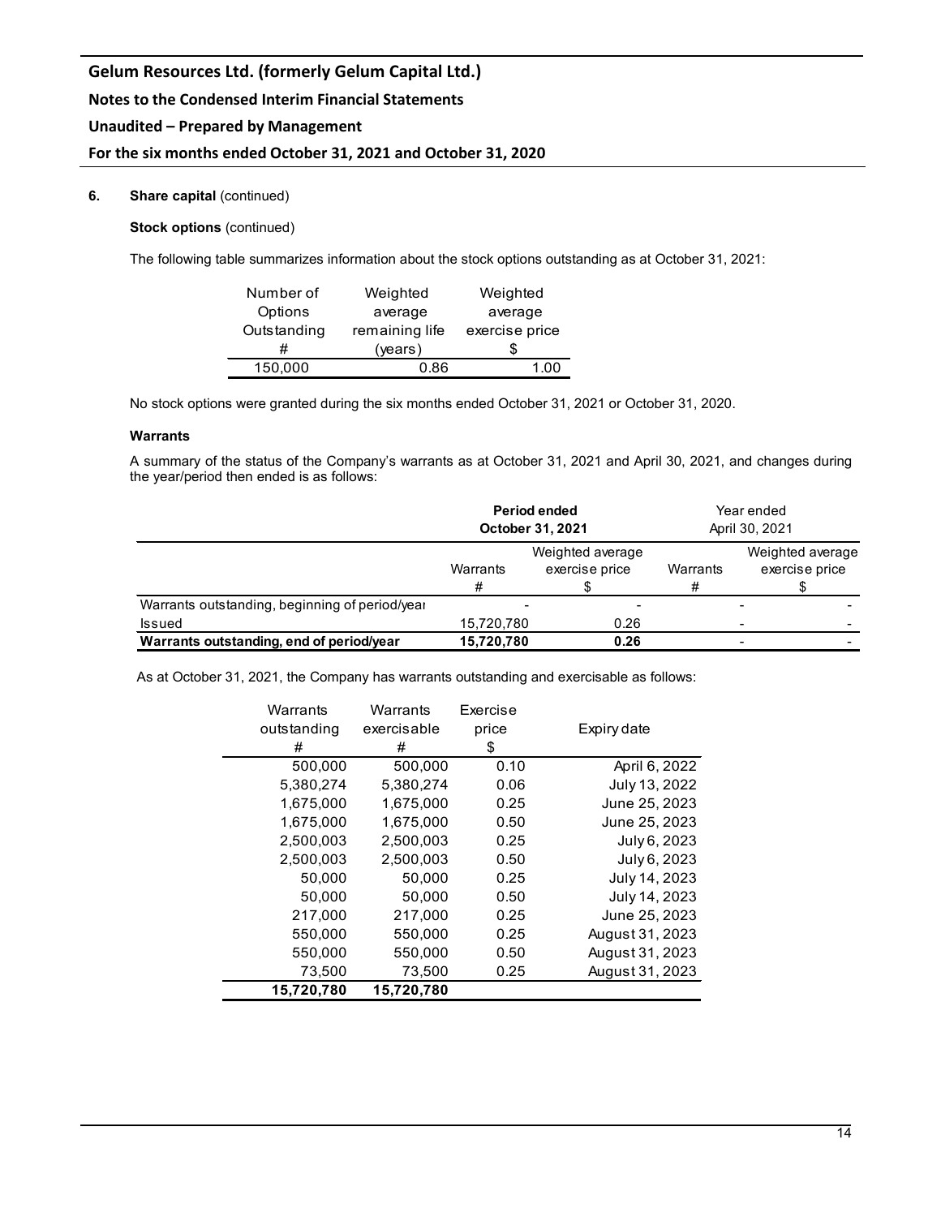## 6. Share capital (continued)

### Stock options (continued)

The following table summarizes information about the stock options outstanding as at October 31, 2021:

| Number of Options Outstanding # | Weighted average remaining life (years) | Weighted average exercise price $ |
|---|---|---|
| 150,000 | 0.86 | 1.00 |

No stock options were granted during the six months ended October 31, 2021 or October 31, 2020.

### Warrants

A summary of the status of the Company's warrants as at October 31, 2021 and April 30, 2021, and changes during the year/period then ended is as follows:

| | **Period ended October 31, 2021** | | Year ended April 30, 2021 | |
|---|---|---|---|---|
| | Warrants # | Weighted average exercise price $ | Warrants # | Weighted average exercise price $ |
| Warrants outstanding, beginning of period/year | - | - | - | - |
| Issued | 15,720,780 | 0.26 | - | - |
| **Warrants outstanding, end of period/year** | **15,720,780** | **0.26** | - | - |

As at October 31, 2021, the Company has warrants outstanding and exercisable as follows:

| Warrants outstanding # | Warrants exercisable # | Exercise price $ | Expiry date |
|---|---|---|---|
| 500,000 | 500,000 | 0.10 | April 6, 2022 |
| 5,380,274 | 5,380,274 | 0.06 | July 13, 2022 |
| 1,675,000 | 1,675,000 | 0.25 | June 25, 2023 |
| 1,675,000 | 1,675,000 | 0.50 | June 25, 2023 |
| 2,500,003 | 2,500,003 | 0.25 | July 6, 2023 |
| 2,500,003 | 2,500,003 | 0.50 | July 6, 2023 |
| 50,000 | 50,000 | 0.25 | July 14, 2023 |
| 50,000 | 50,000 | 0.50 | July 14, 2023 |
| 217,000 | 217,000 | 0.25 | June 25, 2023 |
| 550,000 | 550,000 | 0.25 | August 31, 2023 |
| 550,000 | 550,000 | 0.50 | August 31, 2023 |
| 73,500 | 73,500 | 0.25 | August 31, 2023 |
| **15,720,780** | **15,720,780** | | |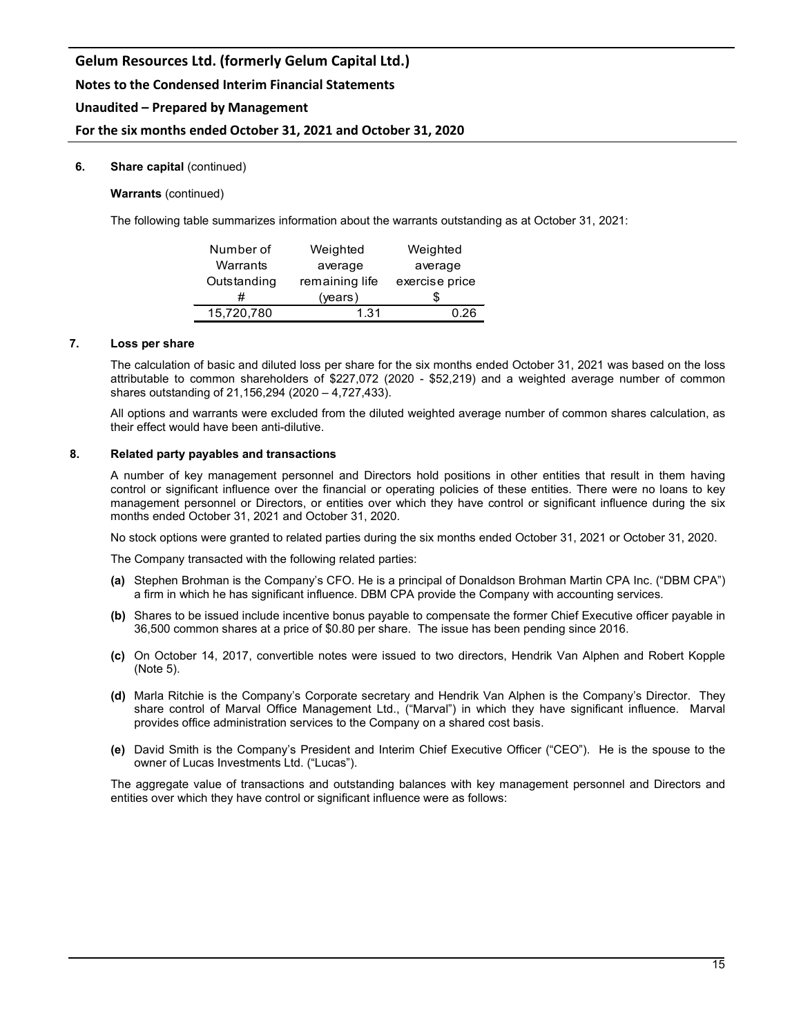**6. Share capital** (continued)

**Warrants** (continued)

The following table summarizes information about the warrants outstanding as at October 31, 2021:

| Number of Warrants Outstanding # | Weighted average remaining life (years) | Weighted average exercise price $ |
|---|---|---|
| 15,720,780 | 1.31 | 0.26 |

**7. Loss per share**

The calculation of basic and diluted loss per share for the six months ended October 31, 2021 was based on the loss attributable to common shareholders of $227,072 (2020 - $52,219) and a weighted average number of common shares outstanding of 21,156,294 (2020 – 4,727,433).

All options and warrants were excluded from the diluted weighted average number of common shares calculation, as their effect would have been anti-dilutive.

**8. Related party payables and transactions**

A number of key management personnel and Directors hold positions in other entities that result in them having control or significant influence over the financial or operating policies of these entities. There were no loans to key management personnel or Directors, or entities over which they have control or significant influence during the six months ended October 31, 2021 and October 31, 2020.

No stock options were granted to related parties during the six months ended October 31, 2021 or October 31, 2020.

The Company transacted with the following related parties:

**(a)** Stephen Brohman is the Company's CFO. He is a principal of Donaldson Brohman Martin CPA Inc. ("DBM CPA") a firm in which he has significant influence. DBM CPA provide the Company with accounting services.

**(b)** Shares to be issued include incentive bonus payable to compensate the former Chief Executive officer payable in 36,500 common shares at a price of $0.80 per share. The issue has been pending since 2016.

**(c)** On October 14, 2017, convertible notes were issued to two directors, Hendrik Van Alphen and Robert Kopple (Note 5).

**(d)** Marla Ritchie is the Company's Corporate secretary and Hendrik Van Alphen is the Company's Director. They share control of Marval Office Management Ltd., ("Marval") in which they have significant influence. Marval provides office administration services to the Company on a shared cost basis.

**(e)** David Smith is the Company's President and Interim Chief Executive Officer ("CEO"). He is the spouse to the owner of Lucas Investments Ltd. ("Lucas").

The aggregate value of transactions and outstanding balances with key management personnel and Directors and entities over which they have control or significant influence were as follows: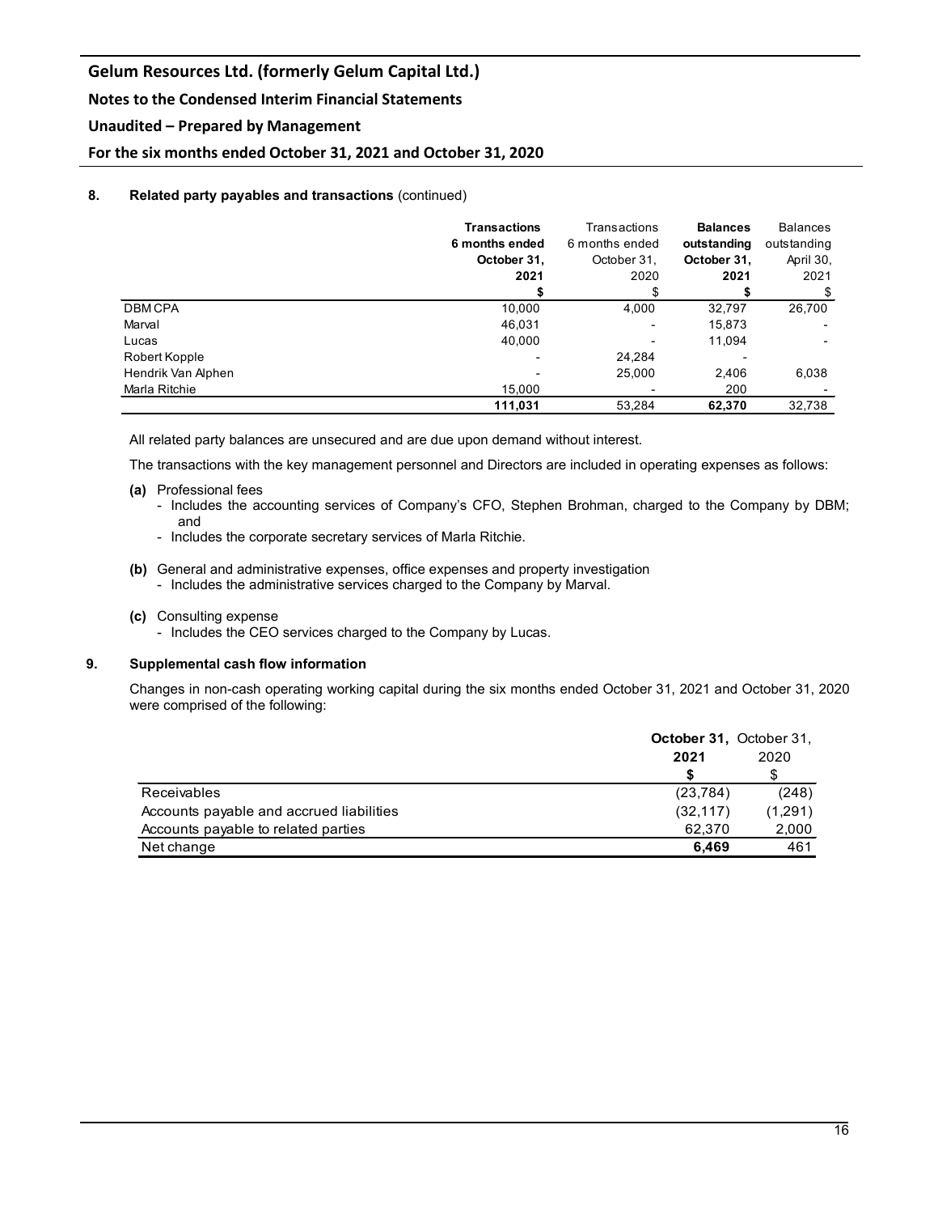## 8. Related party payables and transactions (continued)

| | **Transactions 6 months ended October 31, 2021** | Transactions 6 months ended October 31, 2020 | **Balances outstanding October 31, 2021** | Balances outstanding April 30, 2021 |
|---|---|---|---|---|
| | **$** | $ | **$** | $ |
| DBM CPA | 10,000 | 4,000 | 32,797 | 26,700 |
| Marval | 46,031 | - | 15,873 | - |
| Lucas | 40,000 | - | 11,094 | - |
| Robert Kopple | - | 24,284 | - | |
| Hendrik Van Alphen | - | 25,000 | 2,406 | 6,038 |
| Marla Ritchie | 15,000 | - | 200 | - |
| | **111,031** | 53,284 | **62,370** | 32,738 |

All related party balances are unsecured and are due upon demand without interest.

The transactions with the key management personnel and Directors are included in operating expenses as follows:

**(a)** Professional fees
- Includes the accounting services of Company's CFO, Stephen Brohman, charged to the Company by DBM; and
- Includes the corporate secretary services of Marla Ritchie.

**(b)** General and administrative expenses, office expenses and property investigation
- Includes the administrative services charged to the Company by Marval.

**(c)** Consulting expense
- Includes the CEO services charged to the Company by Lucas.

## 9. Supplemental cash flow information

Changes in non-cash operating working capital during the six months ended October 31, 2021 and October 31, 2020 were comprised of the following:

| | **October 31, 2021** | October 31, 2020 |
|---|---|---|
| | **$** | $ |
| Receivables | (23,784) | (248) |
| Accounts payable and accrued liabilities | (32,117) | (1,291) |
| Accounts payable to related parties | 62,370 | 2,000 |
| Net change | **6,469** | 461 |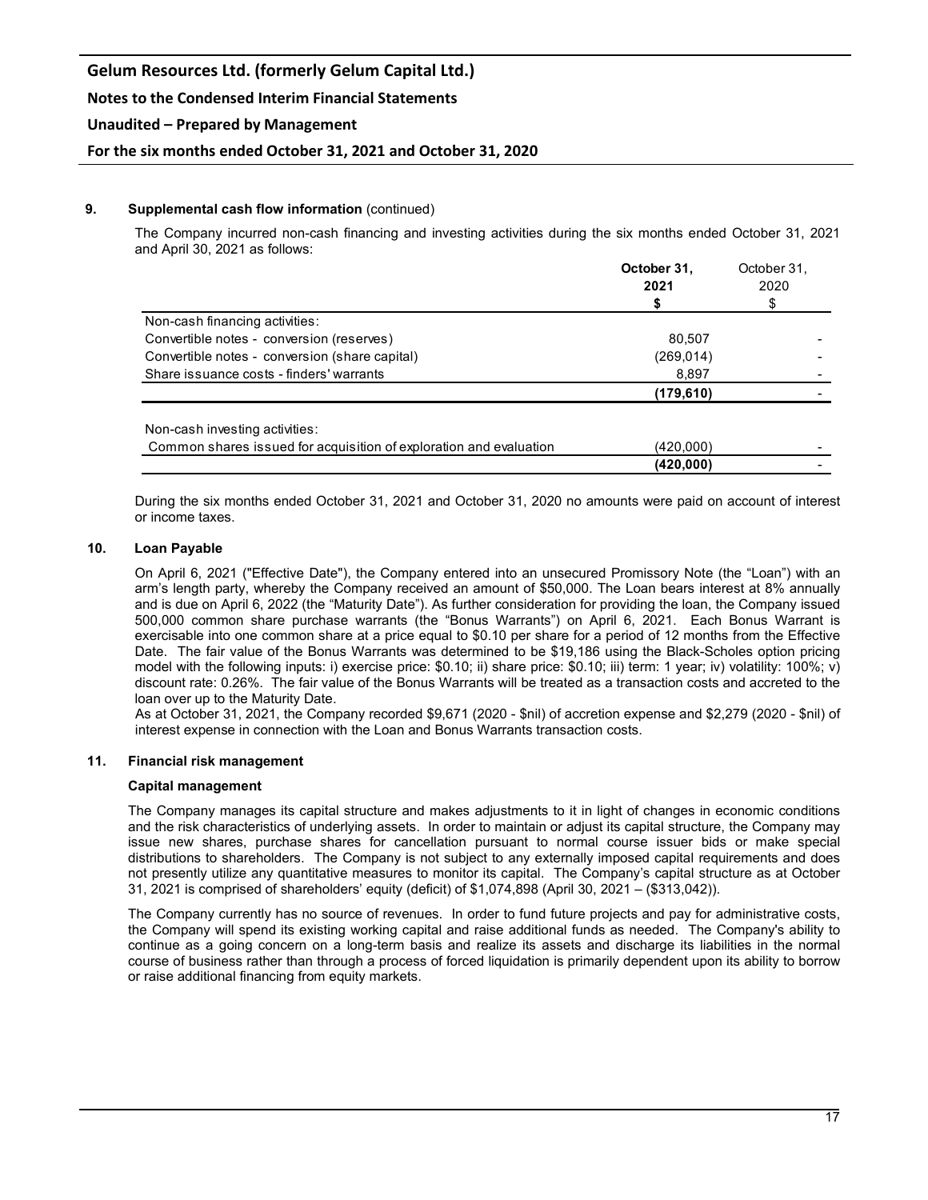## 9. Supplemental cash flow information (continued)

The Company incurred non-cash financing and investing activities during the six months ended October 31, 2021 and April 30, 2021 as follows:

| | **October 31, 2021** | October 31, 2020 |
|---|---|---|
| | **$** | $ |
| Non-cash financing activities: | | |
| Convertible notes - conversion (reserves) | 80,507 | - |
| Convertible notes - conversion (share capital) | (269,014) | - |
| Share issuance costs - finders' warrants | 8,897 | - |
| | **(179,610)** | - |
| Non-cash investing activities: | | |
| Common shares issued for acquisition of exploration and evaluation | (420,000) | - |
| | **(420,000)** | - |

During the six months ended October 31, 2021 and October 31, 2020 no amounts were paid on account of interest or income taxes.

## 10. Loan Payable

On April 6, 2021 ("Effective Date"), the Company entered into an unsecured Promissory Note (the "Loan") with an arm's length party, whereby the Company received an amount of $50,000. The Loan bears interest at 8% annually and is due on April 6, 2022 (the "Maturity Date"). As further consideration for providing the loan, the Company issued 500,000 common share purchase warrants (the "Bonus Warrants") on April 6, 2021. Each Bonus Warrant is exercisable into one common share at a price equal to $0.10 per share for a period of 12 months from the Effective Date. The fair value of the Bonus Warrants was determined to be $19,186 using the Black-Scholes option pricing model with the following inputs: i) exercise price: $0.10; ii) share price: $0.10; iii) term: 1 year; iv) volatility: 100%; v) discount rate: 0.26%. The fair value of the Bonus Warrants will be treated as a transaction costs and accreted to the loan over up to the Maturity Date.

As at October 31, 2021, the Company recorded $9,671 (2020 - $nil) of accretion expense and $2,279 (2020 - $nil) of interest expense in connection with the Loan and Bonus Warrants transaction costs.

## 11. Financial risk management

### Capital management

The Company manages its capital structure and makes adjustments to it in light of changes in economic conditions and the risk characteristics of underlying assets. In order to maintain or adjust its capital structure, the Company may issue new shares, purchase shares for cancellation pursuant to normal course issuer bids or make special distributions to shareholders. The Company is not subject to any externally imposed capital requirements and does not presently utilize any quantitative measures to monitor its capital. The Company's capital structure as at October 31, 2021 is comprised of shareholders' equity (deficit) of $1,074,898 (April 30, 2021 – ($313,042)).

The Company currently has no source of revenues. In order to fund future projects and pay for administrative costs, the Company will spend its existing working capital and raise additional funds as needed. The Company's ability to continue as a going concern on a long-term basis and realize its assets and discharge its liabilities in the normal course of business rather than through a process of forced liquidation is primarily dependent upon its ability to borrow or raise additional financing from equity markets.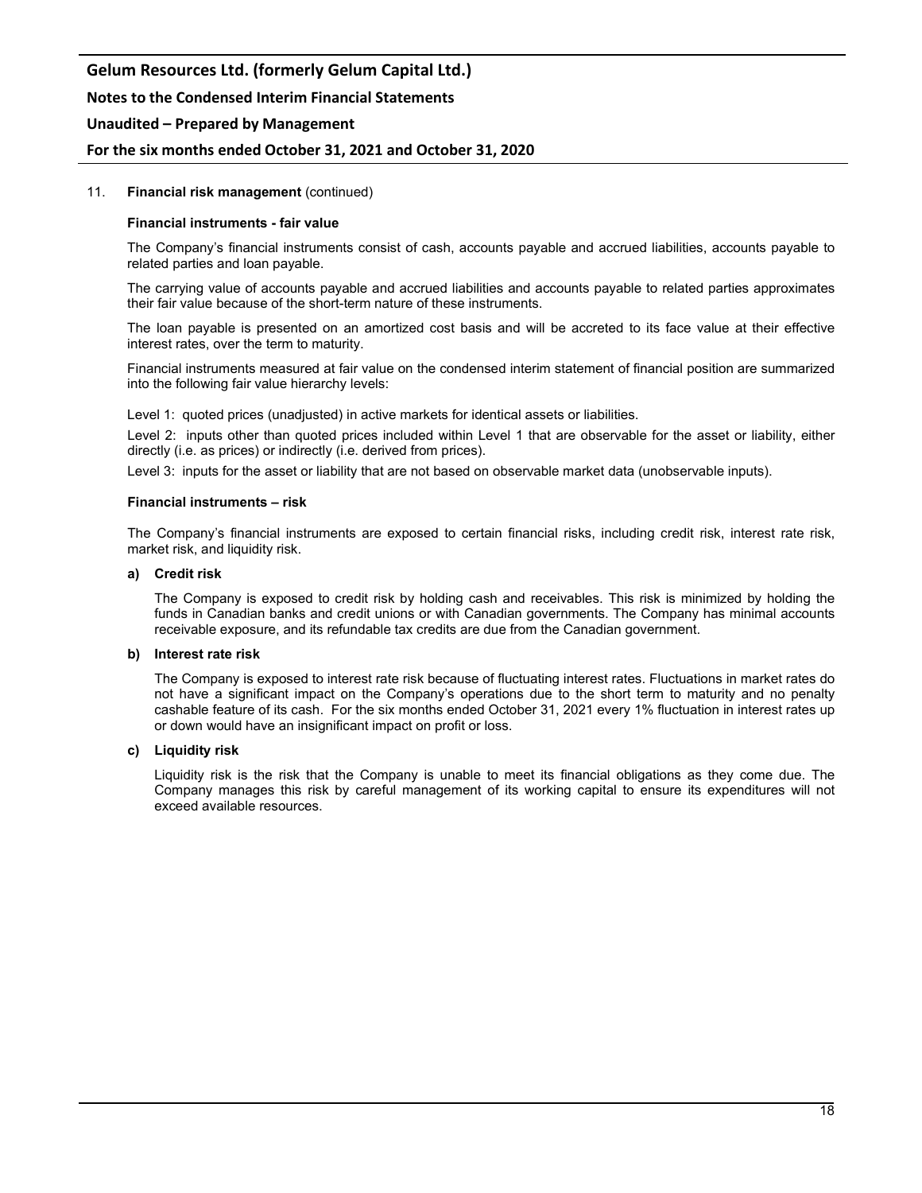## 11. Financial risk management (continued)

### Financial instruments - fair value

The Company's financial instruments consist of cash, accounts payable and accrued liabilities, accounts payable to related parties and loan payable.

The carrying value of accounts payable and accrued liabilities and accounts payable to related parties approximates their fair value because of the short-term nature of these instruments.

The loan payable is presented on an amortized cost basis and will be accreted to its face value at their effective interest rates, over the term to maturity.

Financial instruments measured at fair value on the condensed interim statement of financial position are summarized into the following fair value hierarchy levels:

Level 1: quoted prices (unadjusted) in active markets for identical assets or liabilities.

Level 2: inputs other than quoted prices included within Level 1 that are observable for the asset or liability, either directly (i.e. as prices) or indirectly (i.e. derived from prices).

Level 3: inputs for the asset or liability that are not based on observable market data (unobservable inputs).

### Financial instruments – risk

The Company's financial instruments are exposed to certain financial risks, including credit risk, interest rate risk, market risk, and liquidity risk.

**a) Credit risk**

The Company is exposed to credit risk by holding cash and receivables. This risk is minimized by holding the funds in Canadian banks and credit unions or with Canadian governments. The Company has minimal accounts receivable exposure, and its refundable tax credits are due from the Canadian government.

**b) Interest rate risk**

The Company is exposed to interest rate risk because of fluctuating interest rates. Fluctuations in market rates do not have a significant impact on the Company's operations due to the short term to maturity and no penalty cashable feature of its cash. For the six months ended October 31, 2021 every 1% fluctuation in interest rates up or down would have an insignificant impact on profit or loss.

**c) Liquidity risk**

Liquidity risk is the risk that the Company is unable to meet its financial obligations as they come due. The Company manages this risk by careful management of its working capital to ensure its expenditures will not exceed available resources.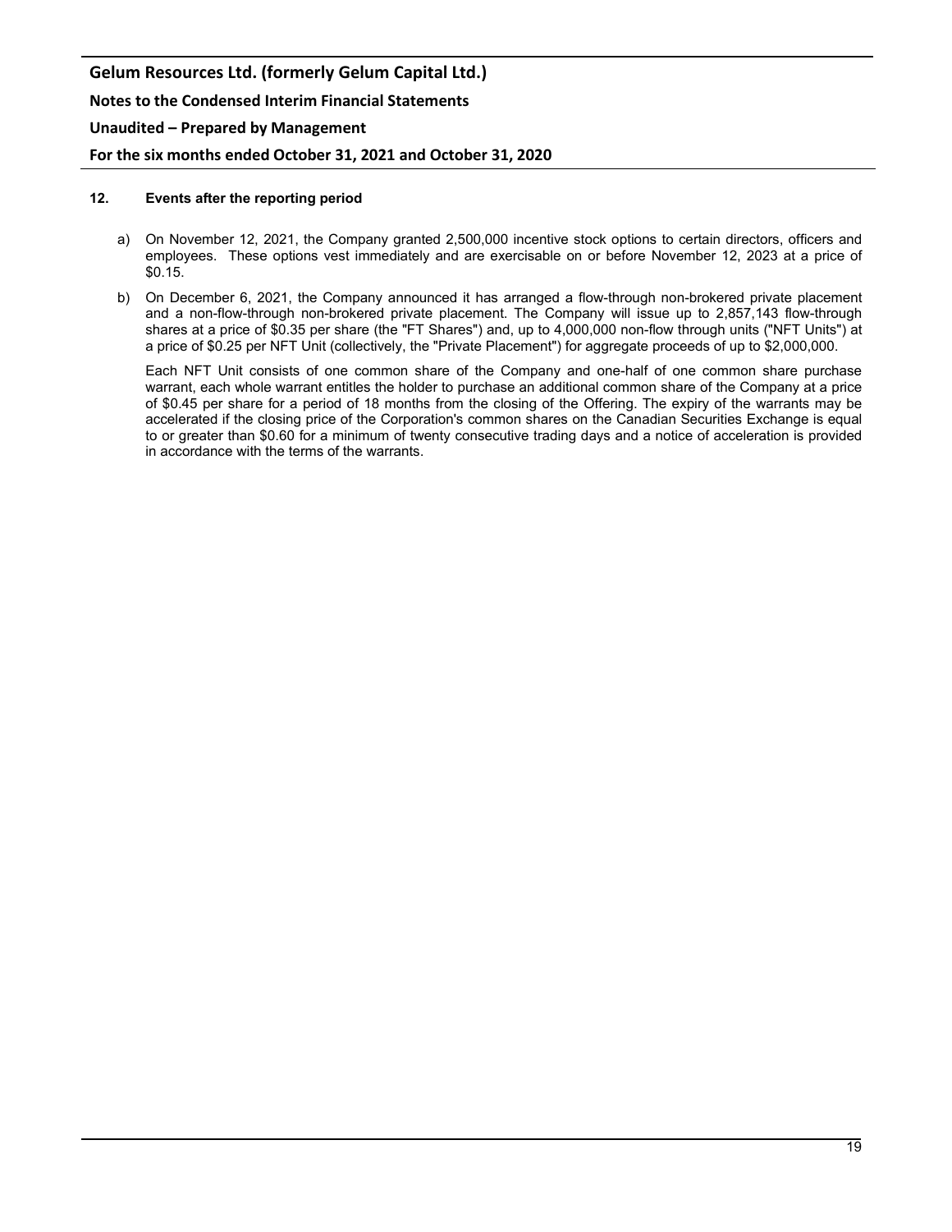## 12. Events after the reporting period

a) On November 12, 2021, the Company granted 2,500,000 incentive stock options to certain directors, officers and employees. These options vest immediately and are exercisable on or before November 12, 2023 at a price of $0.15.

b) On December 6, 2021, the Company announced it has arranged a flow-through non-brokered private placement and a non-flow-through non-brokered private placement. The Company will issue up to 2,857,143 flow-through shares at a price of $0.35 per share (the "FT Shares") and, up to 4,000,000 non-flow through units ("NFT Units") at a price of $0.25 per NFT Unit (collectively, the "Private Placement") for aggregate proceeds of up to $2,000,000.

   Each NFT Unit consists of one common share of the Company and one-half of one common share purchase warrant, each whole warrant entitles the holder to purchase an additional common share of the Company at a price of $0.45 per share for a period of 18 months from the closing of the Offering. The expiry of the warrants may be accelerated if the closing price of the Corporation's common shares on the Canadian Securities Exchange is equal to or greater than $0.60 for a minimum of twenty consecutive trading days and a notice of acceleration is provided in accordance with the terms of the warrants.